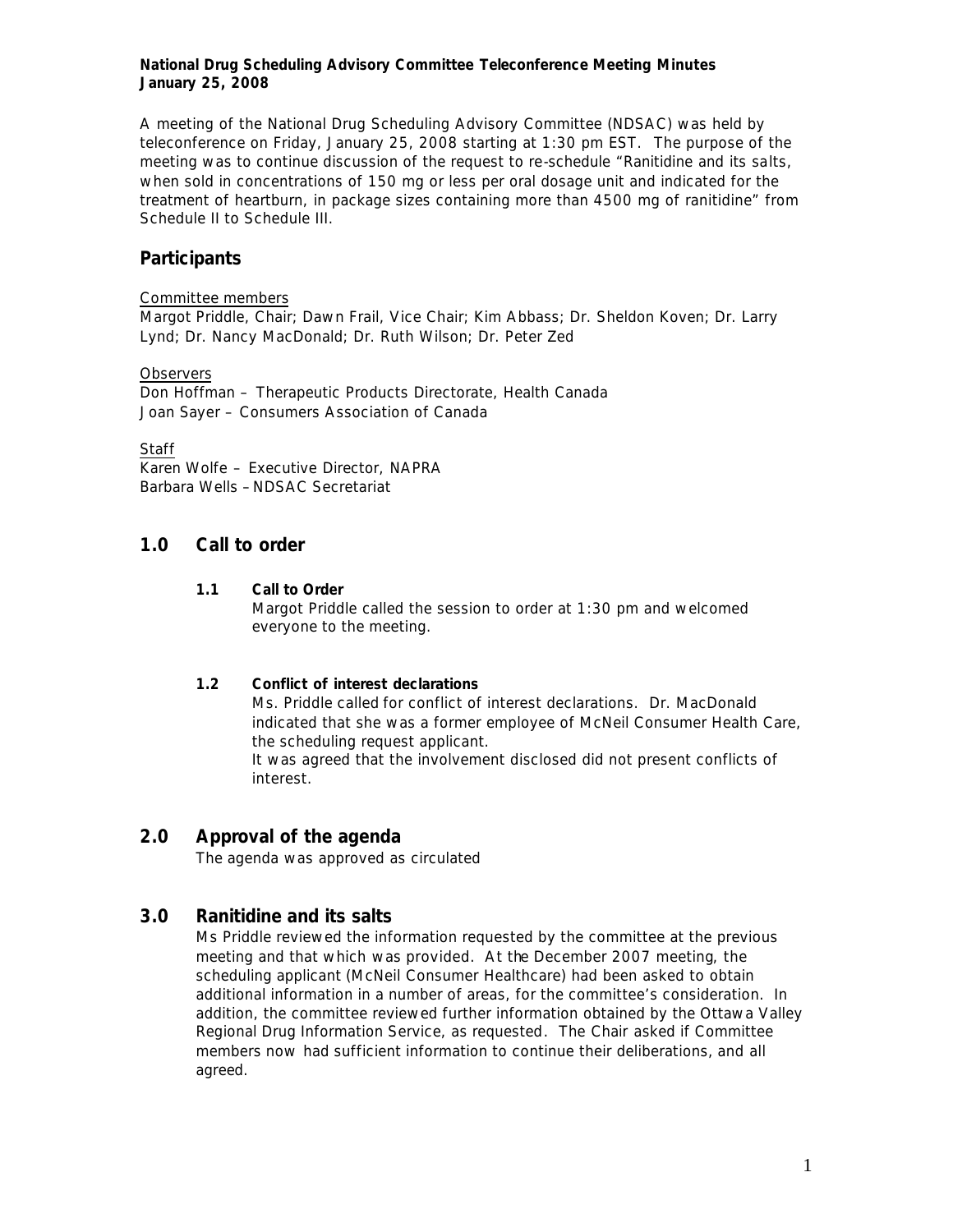**National Drug Scheduling Advisory Committee Teleconference Meeting Minutes**
**January 25, 2008**

A meeting of the National Drug Scheduling Advisory Committee (NDSAC) was held by teleconference on Friday, January 25, 2008 starting at 1:30 pm EST. The purpose of the meeting was to continue discussion of the request to re-schedule "Ranitidine and its salts, when sold in concentrations of 150 mg or less per oral dosage unit and indicated for the treatment of heartburn, in package sizes containing more than 4500 mg of ranitidine" from Schedule II to Schedule III.

## Participants

Committee members
Margot Priddle, Chair; Dawn Frail, Vice Chair; Kim Abbass; Dr. Sheldon Koven; Dr. Larry Lynd; Dr. Nancy MacDonald; Dr. Ruth Wilson; Dr. Peter Zed

Observers
Don Hoffman – Therapeutic Products Directorate, Health Canada
Joan Sayer – Consumers Association of Canada

Staff
Karen Wolfe – Executive Director, NAPRA
Barbara Wells – NDSAC Secretariat

## 1.0 Call to order

### 1.1 Call to Order

Margot Priddle called the session to order at 1:30 pm and welcomed everyone to the meeting.

### 1.2 Conflict of interest declarations

Ms. Priddle called for conflict of interest declarations. Dr. MacDonald indicated that she was a former employee of McNeil Consumer Health Care, the scheduling request applicant.
It was agreed that the involvement disclosed did not present conflicts of interest.

## 2.0 Approval of the agenda

The agenda was approved as circulated

## 3.0 Ranitidine and its salts

Ms Priddle reviewed the information requested by the committee at the previous meeting and that which was provided. At the December 2007 meeting, the scheduling applicant (McNeil Consumer Healthcare) had been asked to obtain additional information in a number of areas, for the committee's consideration. In addition, the committee reviewed further information obtained by the Ottawa Valley Regional Drug Information Service, as requested. The Chair asked if Committee members now had sufficient information to continue their deliberations, and all agreed.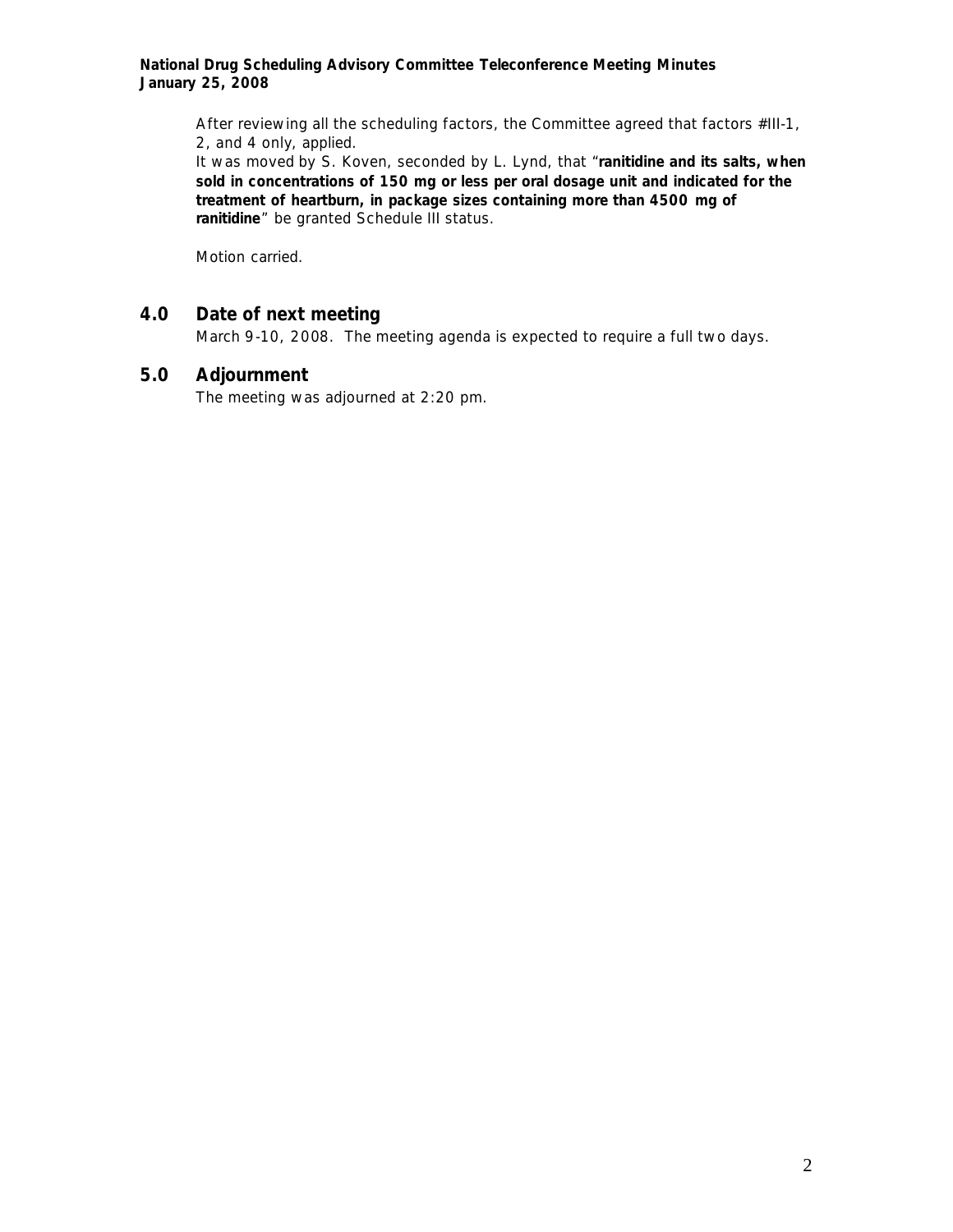After reviewing all the scheduling factors, the Committee agreed that factors #III-1, 2, and 4 only, applied.

It was moved by S. Koven, seconded by L. Lynd, that "**ranitidine and its salts, when sold in concentrations of 150 mg or less per oral dosage unit and indicated for the treatment of heartburn, in package sizes containing more than 4500 mg of ranitidine**" be granted Schedule III status.

Motion carried.

## 4.0 Date of next meeting

March 9-10, 2008. The meeting agenda is expected to require a full two days.

## 5.0 Adjournment

The meeting was adjourned at 2:20 pm.